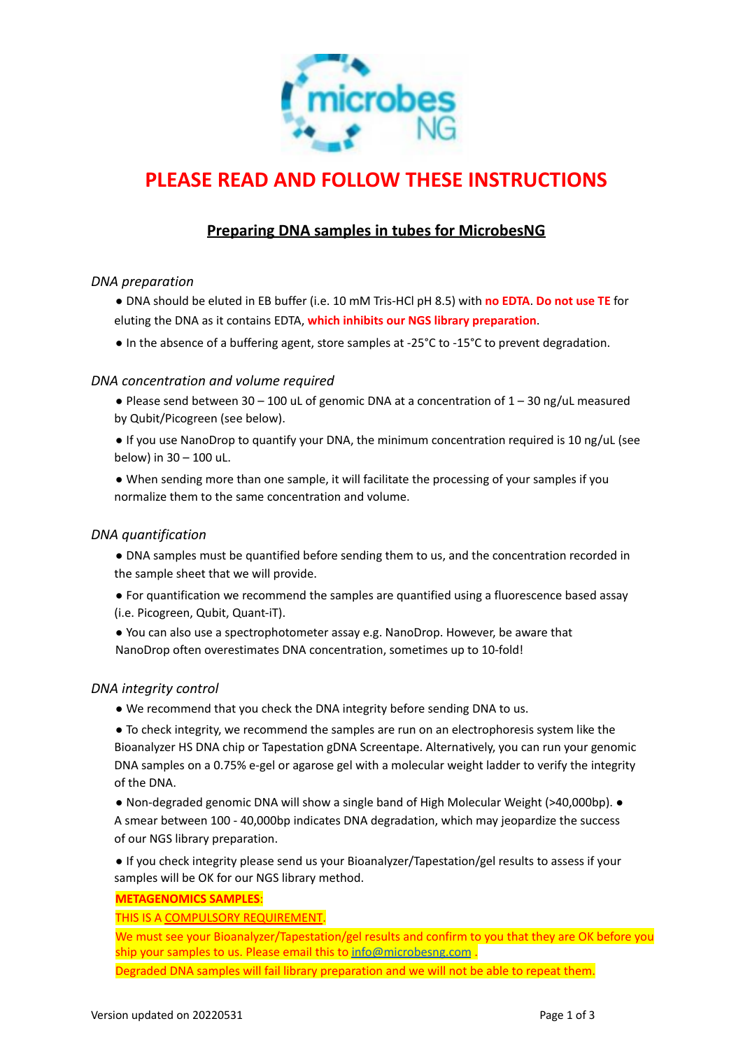# PLEASE READ AND FOLLOW THESE INSTRUCTIONS

## Preparing DNA samples in tubes for MicrobesNG

*DNA preparation*

- DNA should be eluted in EB buffer (i.e. 10 mM Tris-HCl pH 8.5) with **no EDTA**. **Do not use TE** for eluting the DNA as it contains EDTA, **which inhibits our NGS library preparation**.
- In the absence of a buffering agent, store samples at -25°C to -15°C to prevent degradation.

*DNA concentration and volume required*

- Please send between 30 – 100 uL of genomic DNA at a concentration of 1 – 30 ng/uL measured by Qubit/Picogreen (see below).
- If you use NanoDrop to quantify your DNA, the minimum concentration required is 10 ng/uL (see below) in 30 – 100 uL.
- When sending more than one sample, it will facilitate the processing of your samples if you normalize them to the same concentration and volume.

*DNA quantification*

- DNA samples must be quantified before sending them to us, and the concentration recorded in the sample sheet that we will provide.
- For quantification we recommend the samples are quantified using a fluorescence based assay (i.e. Picogreen, Qubit, Quant-iT).
- You can also use a spectrophotometer assay e.g. NanoDrop. However, be aware that NanoDrop often overestimates DNA concentration, sometimes up to 10-fold!

*DNA integrity control*

- We recommend that you check the DNA integrity before sending DNA to us.
- To check integrity, we recommend the samples are run on an electrophoresis system like the Bioanalyzer HS DNA chip or Tapestation gDNA Screentape. Alternatively, you can run your genomic DNA samples on a 0.75% e-gel or agarose gel with a molecular weight ladder to verify the integrity of the DNA.
- Non-degraded genomic DNA will show a single band of High Molecular Weight (>40,000bp).
- A smear between 100 - 40,000bp indicates DNA degradation, which may jeopardize the success of our NGS library preparation.
- If you check integrity please send us your Bioanalyzer/Tapestation/gel results to assess if your samples will be OK for our NGS library method.

**METAGENOMICS SAMPLES**:

THIS IS A COMPULSORY REQUIREMENT.

We must see your Bioanalyzer/Tapestation/gel results and confirm to you that they are OK before you ship your samples to us. Please email this to info@microbesng.com .

Degraded DNA samples will fail library preparation and we will not be able to repeat them.

Version updated on 20220531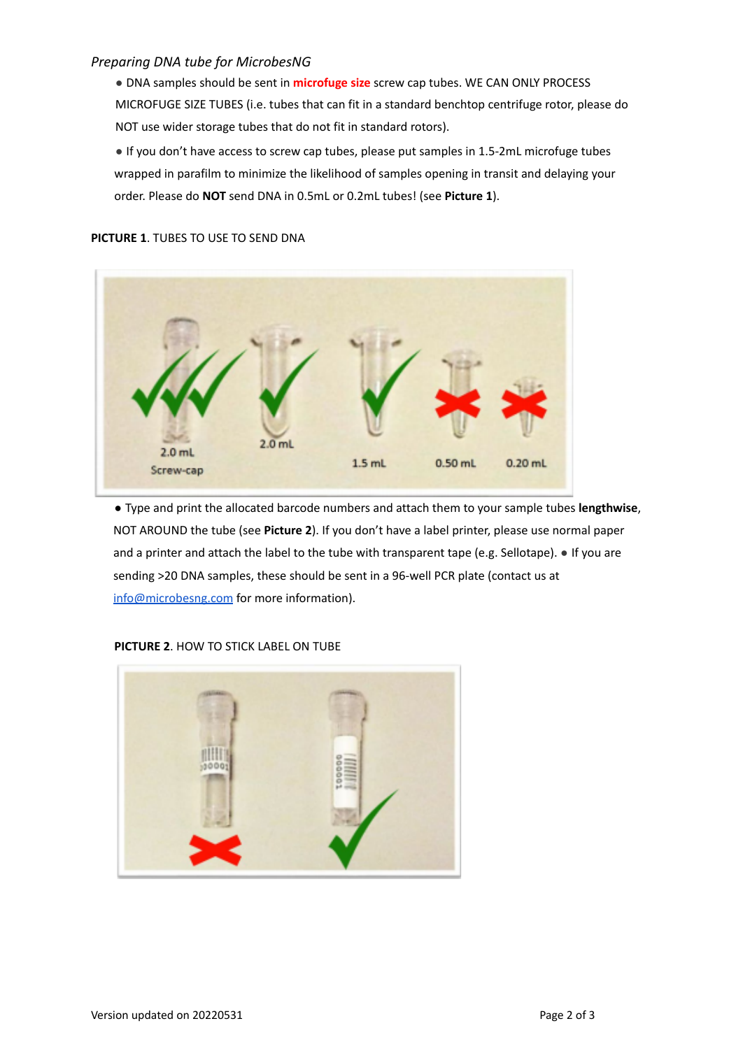*Preparing DNA tube for MicrobesNG*

- DNA samples should be sent in **microfuge size** screw cap tubes. WE CAN ONLY PROCESS MICROFUGE SIZE TUBES (i.e. tubes that can fit in a standard benchtop centrifuge rotor, please do NOT use wider storage tubes that do not fit in standard rotors).
- If you don't have access to screw cap tubes, please put samples in 1.5-2mL microfuge tubes wrapped in parafilm to minimize the likelihood of samples opening in transit and delaying your order. Please do **NOT** send DNA in 0.5mL or 0.2mL tubes! (see **Picture 1**).

**PICTURE 1**. TUBES TO USE TO SEND DNA

- Type and print the allocated barcode numbers and attach them to your sample tubes **lengthwise**, NOT AROUND the tube (see **Picture 2**). If you don't have a label printer, please use normal paper and a printer and attach the label to the tube with transparent tape (e.g. Sellotape).
- If you are sending >20 DNA samples, these should be sent in a 96-well PCR plate (contact us at info@microbesng.com for more information).

**PICTURE 2**. HOW TO STICK LABEL ON TUBE

Version updated on 20220531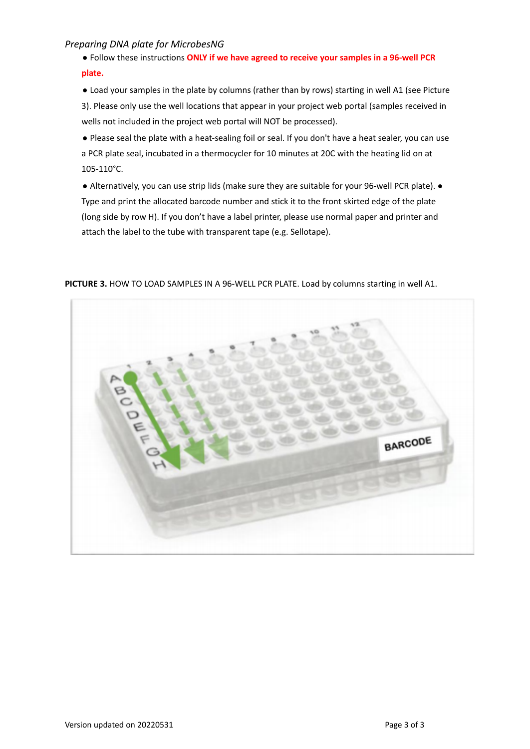*Preparing DNA plate for MicrobesNG*

- Follow these instructions **ONLY if we have agreed to receive your samples in a 96-well PCR plate.**
- Load your samples in the plate by columns (rather than by rows) starting in well A1 (see Picture 3). Please only use the well locations that appear in your project web portal (samples received in wells not included in the project web portal will NOT be processed).
- Please seal the plate with a heat-sealing foil or seal. If you don't have a heat sealer, you can use a PCR plate seal, incubated in a thermocycler for 10 minutes at 20C with the heating lid on at 105-110°C.
- Alternatively, you can use strip lids (make sure they are suitable for your 96-well PCR plate).
- Type and print the allocated barcode number and stick it to the front skirted edge of the plate (long side by row H). If you don't have a label printer, please use normal paper and printer and attach the label to the tube with transparent tape (e.g. Sellotape).

**PICTURE 3.** HOW TO LOAD SAMPLES IN A 96-WELL PCR PLATE. Load by columns starting in well A1.